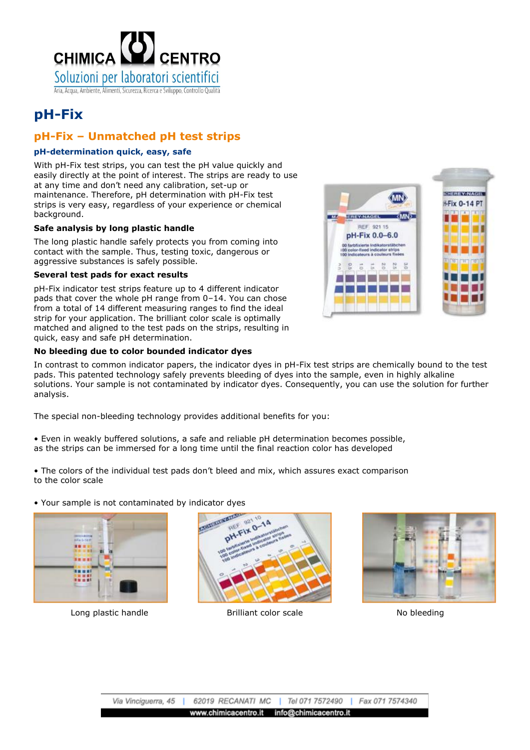CHIMICA CENTRO

Soluzioni per laboratori scientifici

Aria, Acqua, Ambiente, Alimenti, Sicurezza, Ricerca e Sviluppo, Controllo Qualità

# pH-Fix

## pH-Fix – Unmatched pH test strips

### pH-determination quick, easy, safe

With pH-Fix test strips, you can test the pH value quickly and easily directly at the point of interest. The strips are ready to use at any time and don't need any calibration, set-up or maintenance. Therefore, pH determination with pH-Fix test strips is very easy, regardless of your experience or chemical background.

**Safe analysis by long plastic handle**

The long plastic handle safely protects you from coming into contact with the sample. Thus, testing toxic, dangerous or aggressive substances is safely possible.

**Several test pads for exact results**

pH-Fix indicator test strips feature up to 4 different indicator pads that cover the whole pH range from 0–14. You can chose from a total of 14 different measuring ranges to find the ideal strip for your application. The brilliant color scale is optimally matched and aligned to the test pads on the strips, resulting in quick, easy and safe pH determination.

**No bleeding due to color bounded indicator dyes**

In contrast to common indicator papers, the indicator dyes in pH-Fix test strips are chemically bound to the test pads. This patented technology safely prevents bleeding of dyes into the sample, even in highly alkaline solutions. Your sample is not contaminated by indicator dyes. Consequently, you can use the solution for further analysis.

The special non-bleeding technology provides additional benefits for you:

- Even in weakly buffered solutions, a safe and reliable pH determination becomes possible, as the strips can be immersed for a long time until the final reaction color has developed

- The colors of the individual test pads don't bleed and mix, which assures exact comparison to the color scale

- Your sample is not contaminated by indicator dyes

Long plastic handle

Brilliant color scale

No bleeding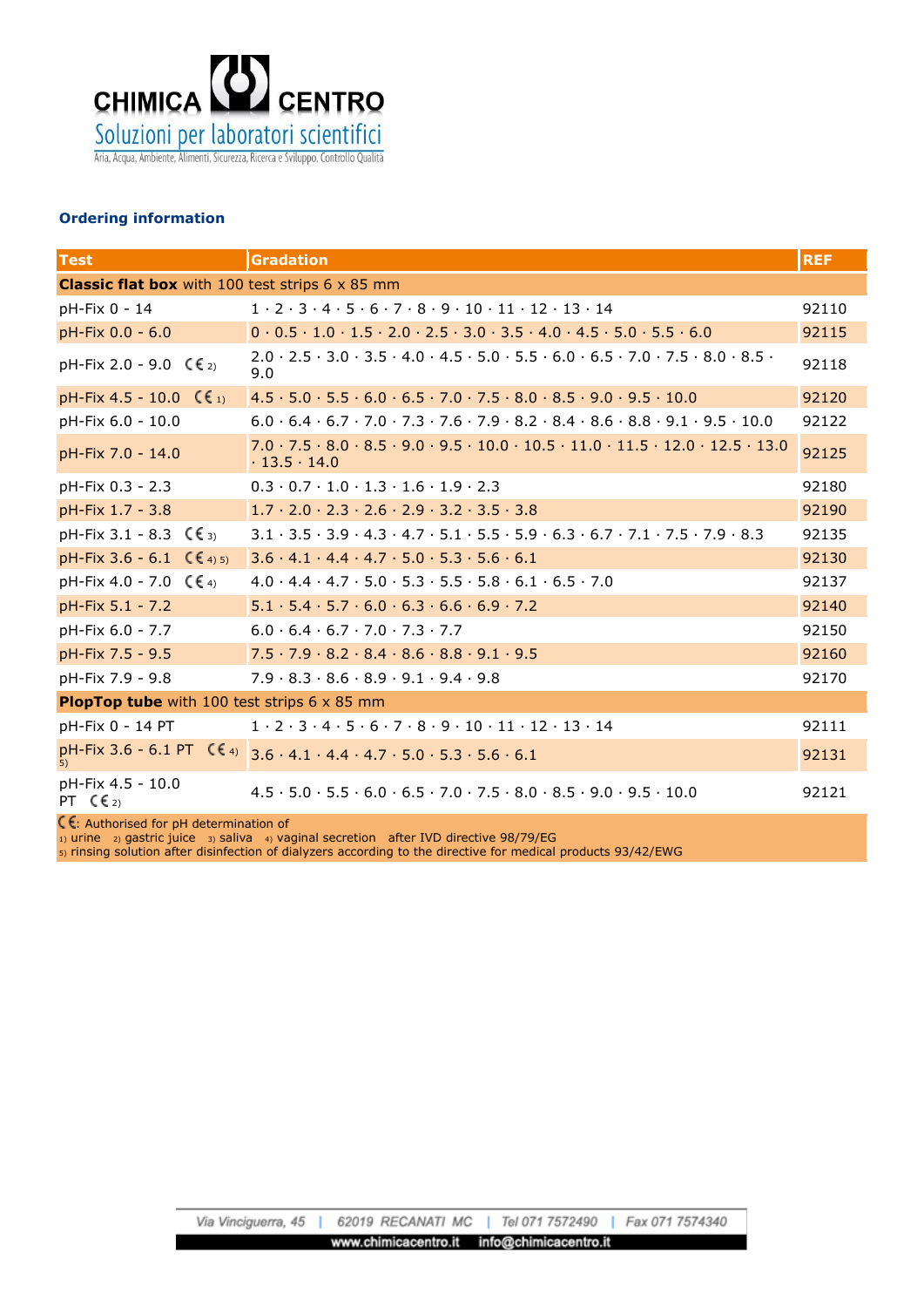CHIMICA CENTRO

Soluzioni per laboratori scientifici

Aria, Acqua, Ambiente, Alimenti, Sicurezza, Ricerca e Sviluppo, Controllo Qualità

### Ordering information

| Test | Gradation | REF |
|---|---|---|
| **Classic flat box** with 100 test strips 6 x 85 mm | | |
| pH-Fix 0 - 14 | 1 · 2 · 3 · 4 · 5 · 6 · 7 · 8 · 9 · 10 · 11 · 12 · 13 · 14 | 92110 |
| pH-Fix 0.0 - 6.0 | 0 · 0.5 · 1.0 · 1.5 · 2.0 · 2.5 · 3.0 · 3.5 · 4.0 · 4.5 · 5.0 · 5.5 · 6.0 | 92115 |
| pH-Fix 2.0 - 9.0 CE 2) | 2.0 · 2.5 · 3.0 · 3.5 · 4.0 · 4.5 · 5.0 · 5.5 · 6.0 · 6.5 · 7.0 · 7.5 · 8.0 · 8.5 · 9.0 | 92118 |
| pH-Fix 4.5 - 10.0 CE 1) | 4.5 · 5.0 · 5.5 · 6.0 · 6.5 · 7.0 · 7.5 · 8.0 · 8.5 · 9.0 · 9.5 · 10.0 | 92120 |
| pH-Fix 6.0 - 10.0 | 6.0 · 6.4 · 6.7 · 7.0 · 7.3 · 7.6 · 7.9 · 8.2 · 8.4 · 8.6 · 8.8 · 9.1 · 9.5 · 10.0 | 92122 |
| pH-Fix 7.0 - 14.0 | 7.0 · 7.5 · 8.0 · 8.5 · 9.0 · 9.5 · 10.0 · 10.5 · 11.0 · 11.5 · 12.0 · 12.5 · 13.0 · 13.5 · 14.0 | 92125 |
| pH-Fix 0.3 - 2.3 | 0.3 · 0.7 · 1.0 · 1.3 · 1.6 · 1.9 · 2.3 | 92180 |
| pH-Fix 1.7 - 3.8 | 1.7 · 2.0 · 2.3 · 2.6 · 2.9 · 3.2 · 3.5 · 3.8 | 92190 |
| pH-Fix 3.1 - 8.3 CE 3) | 3.1 · 3.5 · 3.9 · 4.3 · 4.7 · 5.1 · 5.5 · 5.9 · 6.3 · 6.7 · 7.1 · 7.5 · 7.9 · 8.3 | 92135 |
| pH-Fix 3.6 - 6.1 CE 4) 5) | 3.6 · 4.1 · 4.4 · 4.7 · 5.0 · 5.3 · 5.6 · 6.1 | 92130 |
| pH-Fix 4.0 - 7.0 CE 4) | 4.0 · 4.4 · 4.7 · 5.0 · 5.3 · 5.5 · 5.8 · 6.1 · 6.5 · 7.0 | 92137 |
| pH-Fix 5.1 - 7.2 | 5.1 · 5.4 · 5.7 · 6.0 · 6.3 · 6.6 · 6.9 · 7.2 | 92140 |
| pH-Fix 6.0 - 7.7 | 6.0 · 6.4 · 6.7 · 7.0 · 7.3 · 7.7 | 92150 |
| pH-Fix 7.5 - 9.5 | 7.5 · 7.9 · 8.2 · 8.4 · 8.6 · 8.8 · 9.1 · 9.5 | 92160 |
| pH-Fix 7.9 - 9.8 | 7.9 · 8.3 · 8.6 · 8.9 · 9.1 · 9.4 · 9.8 | 92170 |
| **PlopTop tube** with 100 test strips 6 x 85 mm | | |
| pH-Fix 0 - 14 PT | 1 · 2 · 3 · 4 · 5 · 6 · 7 · 8 · 9 · 10 · 11 · 12 · 13 · 14 | 92111 |
| pH-Fix 3.6 - 6.1 PT CE 4) 5) | 3.6 · 4.1 · 4.4 · 4.7 · 5.0 · 5.3 · 5.6 · 6.1 | 92131 |
| pH-Fix 4.5 - 10.0 PT CE 2) | 4.5 · 5.0 · 5.5 · 6.0 · 6.5 · 7.0 · 7.5 · 8.0 · 8.5 · 9.0 · 9.5 · 10.0 | 92121 |

CE: Authorised for pH determination of
1) urine 2) gastric juice 3) saliva 4) vaginal secretion after IVD directive 98/79/EG
5) rinsing solution after disinfection of dialyzers according to the directive for medical products 93/42/EWG

Via Vinciguerra, 45 | 62019 RECANATI MC | Tel 071 7572490 | Fax 071 7574340
www.chimicacentro.it info@chimicacentro.it